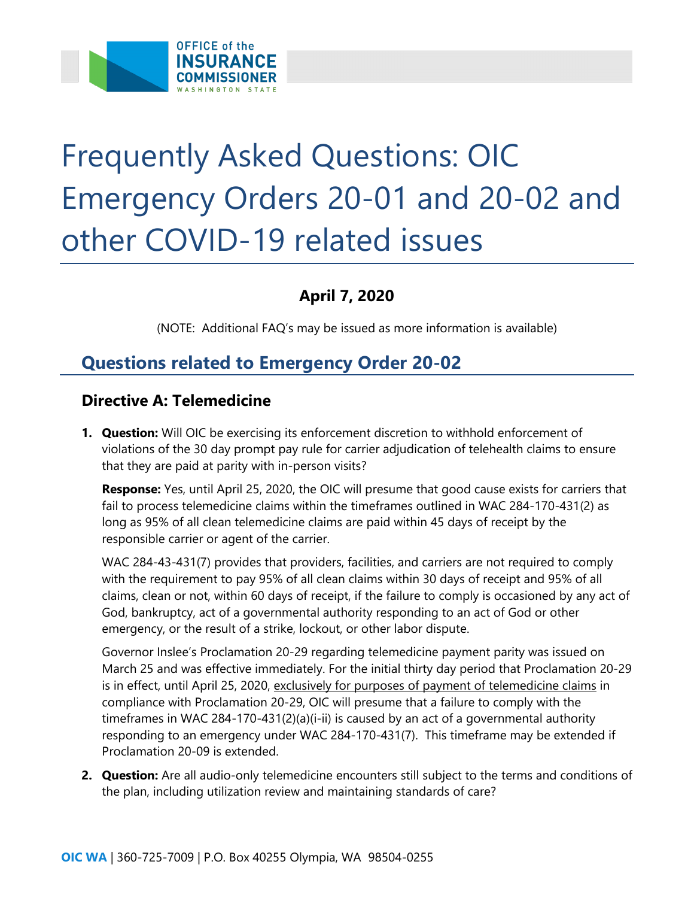# Frequently Asked Questions: OIC Emergency Orders 20-01 and 20-02 and other COVID-19 related issues

**April 7, 2020**

(NOTE: Additional FAQ's may be issued as more information is available)

## Questions related to Emergency Order 20-02

### Directive A: Telemedicine

1. **Question:** Will OIC be exercising its enforcement discretion to withhold enforcement of violations of the 30 day prompt pay rule for carrier adjudication of telehealth claims to ensure that they are paid at parity with in-person visits?

   **Response:** Yes, until April 25, 2020, the OIC will presume that good cause exists for carriers that fail to process telemedicine claims within the timeframes outlined in WAC 284-170-431(2) as long as 95% of all clean telemedicine claims are paid within 45 days of receipt by the responsible carrier or agent of the carrier.

   WAC 284-43-431(7) provides that providers, facilities, and carriers are not required to comply with the requirement to pay 95% of all clean claims within 30 days of receipt and 95% of all claims, clean or not, within 60 days of receipt, if the failure to comply is occasioned by any act of God, bankruptcy, act of a governmental authority responding to an act of God or other emergency, or the result of a strike, lockout, or other labor dispute.

   Governor Inslee's Proclamation 20-29 regarding telemedicine payment parity was issued on March 25 and was effective immediately. For the initial thirty day period that Proclamation 20-29 is in effect, until April 25, 2020, <u>exclusively for purposes of payment of telemedicine claims</u> in compliance with Proclamation 20-29, OIC will presume that a failure to comply with the timeframes in WAC 284-170-431(2)(a)(i-ii) is caused by an act of a governmental authority responding to an emergency under WAC 284-170-431(7). This timeframe may be extended if Proclamation 20-09 is extended.

2. **Question:** Are all audio-only telemedicine encounters still subject to the terms and conditions of the plan, including utilization review and maintaining standards of care?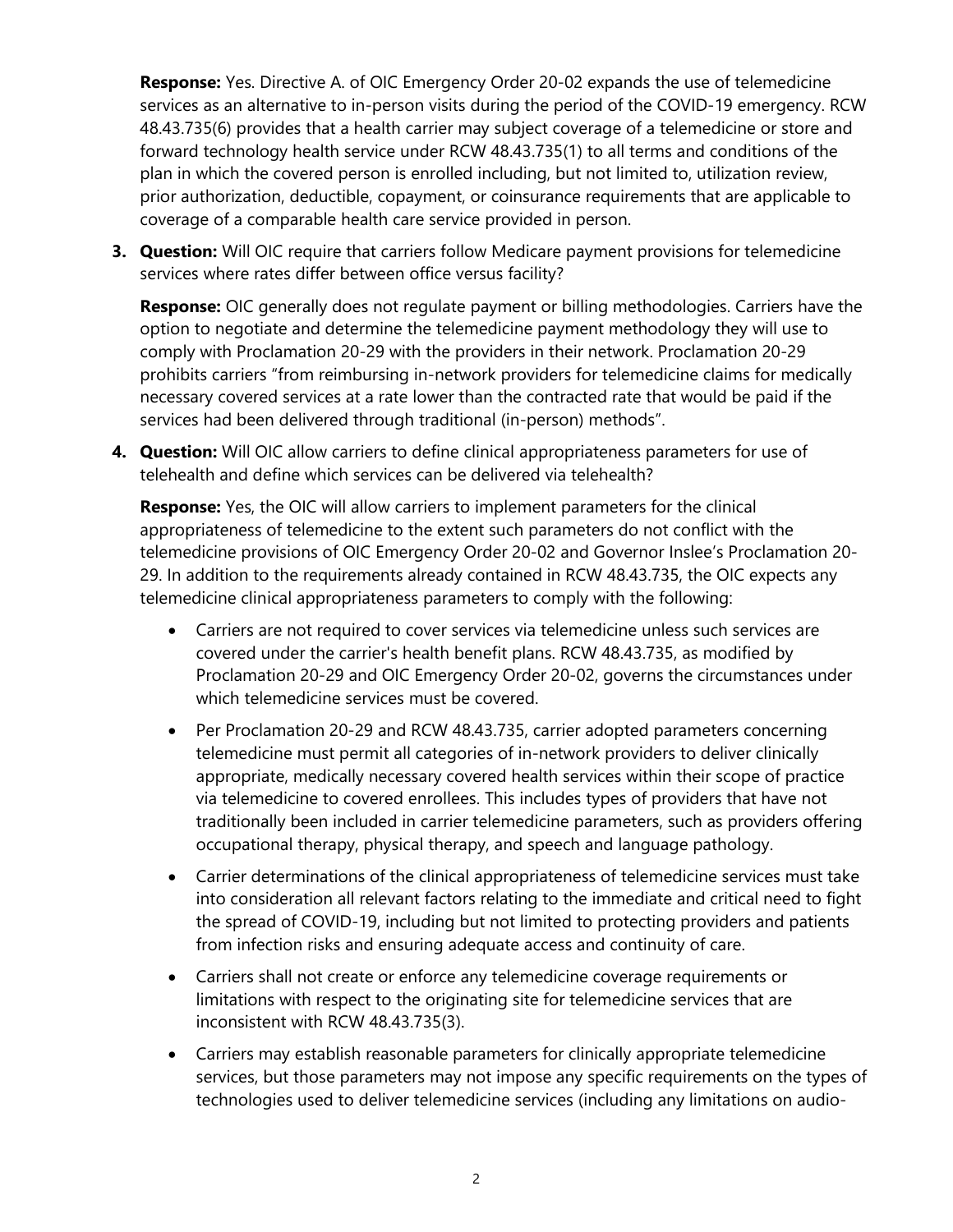**Response:** Yes. Directive A. of OIC Emergency Order 20-02 expands the use of telemedicine services as an alternative to in-person visits during the period of the COVID-19 emergency. RCW 48.43.735(6) provides that a health carrier may subject coverage of a telemedicine or store and forward technology health service under RCW 48.43.735(1) to all terms and conditions of the plan in which the covered person is enrolled including, but not limited to, utilization review, prior authorization, deductible, copayment, or coinsurance requirements that are applicable to coverage of a comparable health care service provided in person.

3. **Question:** Will OIC require that carriers follow Medicare payment provisions for telemedicine services where rates differ between office versus facility?

   **Response:** OIC generally does not regulate payment or billing methodologies. Carriers have the option to negotiate and determine the telemedicine payment methodology they will use to comply with Proclamation 20-29 with the providers in their network. Proclamation 20-29 prohibits carriers "from reimbursing in-network providers for telemedicine claims for medically necessary covered services at a rate lower than the contracted rate that would be paid if the services had been delivered through traditional (in-person) methods".

4. **Question:** Will OIC allow carriers to define clinical appropriateness parameters for use of telehealth and define which services can be delivered via telehealth?

   **Response:** Yes, the OIC will allow carriers to implement parameters for the clinical appropriateness of telemedicine to the extent such parameters do not conflict with the telemedicine provisions of OIC Emergency Order 20-02 and Governor Inslee's Proclamation 20-29. In addition to the requirements already contained in RCW 48.43.735, the OIC expects any telemedicine clinical appropriateness parameters to comply with the following:

   - Carriers are not required to cover services via telemedicine unless such services are covered under the carrier's health benefit plans. RCW 48.43.735, as modified by Proclamation 20-29 and OIC Emergency Order 20-02, governs the circumstances under which telemedicine services must be covered.
   - Per Proclamation 20-29 and RCW 48.43.735, carrier adopted parameters concerning telemedicine must permit all categories of in-network providers to deliver clinically appropriate, medically necessary covered health services within their scope of practice via telemedicine to covered enrollees. This includes types of providers that have not traditionally been included in carrier telemedicine parameters, such as providers offering occupational therapy, physical therapy, and speech and language pathology.
   - Carrier determinations of the clinical appropriateness of telemedicine services must take into consideration all relevant factors relating to the immediate and critical need to fight the spread of COVID-19, including but not limited to protecting providers and patients from infection risks and ensuring adequate access and continuity of care.
   - Carriers shall not create or enforce any telemedicine coverage requirements or limitations with respect to the originating site for telemedicine services that are inconsistent with RCW 48.43.735(3).
   - Carriers may establish reasonable parameters for clinically appropriate telemedicine services, but those parameters may not impose any specific requirements on the types of technologies used to deliver telemedicine services (including any limitations on audio-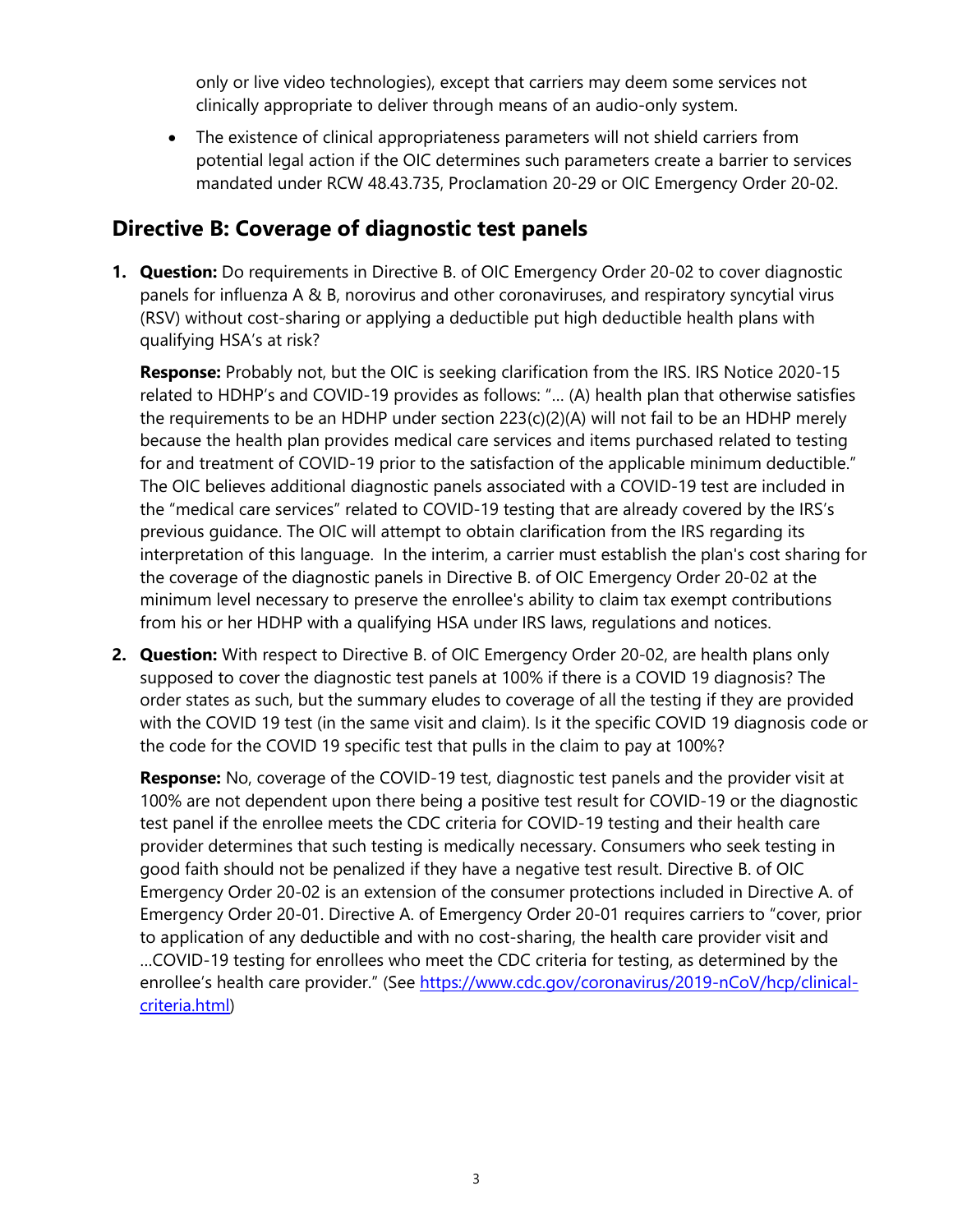only or live video technologies), except that carriers may deem some services not clinically appropriate to deliver through means of an audio-only system.

- The existence of clinical appropriateness parameters will not shield carriers from potential legal action if the OIC determines such parameters create a barrier to services mandated under RCW 48.43.735, Proclamation 20-29 or OIC Emergency Order 20-02.

## Directive B: Coverage of diagnostic test panels

1. **Question:** Do requirements in Directive B. of OIC Emergency Order 20-02 to cover diagnostic panels for influenza A & B, norovirus and other coronaviruses, and respiratory syncytial virus (RSV) without cost-sharing or applying a deductible put high deductible health plans with qualifying HSA's at risk?

   **Response:** Probably not, but the OIC is seeking clarification from the IRS. IRS Notice 2020-15 related to HDHP's and COVID-19 provides as follows: "… (A) health plan that otherwise satisfies the requirements to be an HDHP under section 223(c)(2)(A) will not fail to be an HDHP merely because the health plan provides medical care services and items purchased related to testing for and treatment of COVID-19 prior to the satisfaction of the applicable minimum deductible." The OIC believes additional diagnostic panels associated with a COVID-19 test are included in the "medical care services" related to COVID-19 testing that are already covered by the IRS's previous guidance. The OIC will attempt to obtain clarification from the IRS regarding its interpretation of this language. In the interim, a carrier must establish the plan's cost sharing for the coverage of the diagnostic panels in Directive B. of OIC Emergency Order 20-02 at the minimum level necessary to preserve the enrollee's ability to claim tax exempt contributions from his or her HDHP with a qualifying HSA under IRS laws, regulations and notices.

2. **Question:** With respect to Directive B. of OIC Emergency Order 20-02, are health plans only supposed to cover the diagnostic test panels at 100% if there is a COVID 19 diagnosis? The order states as such, but the summary eludes to coverage of all the testing if they are provided with the COVID 19 test (in the same visit and claim). Is it the specific COVID 19 diagnosis code or the code for the COVID 19 specific test that pulls in the claim to pay at 100%?

   **Response:** No, coverage of the COVID-19 test, diagnostic test panels and the provider visit at 100% are not dependent upon there being a positive test result for COVID-19 or the diagnostic test panel if the enrollee meets the CDC criteria for COVID-19 testing and their health care provider determines that such testing is medically necessary. Consumers who seek testing in good faith should not be penalized if they have a negative test result. Directive B. of OIC Emergency Order 20-02 is an extension of the consumer protections included in Directive A. of Emergency Order 20-01. Directive A. of Emergency Order 20-01 requires carriers to "cover, prior to application of any deductible and with no cost-sharing, the health care provider visit and …COVID-19 testing for enrollees who meet the CDC criteria for testing, as determined by the enrollee's health care provider." (See [https://www.cdc.gov/coronavirus/2019-nCoV/hcp/clinical-criteria.html](https://www.cdc.gov/coronavirus/2019-nCoV/hcp/clinical-criteria.html))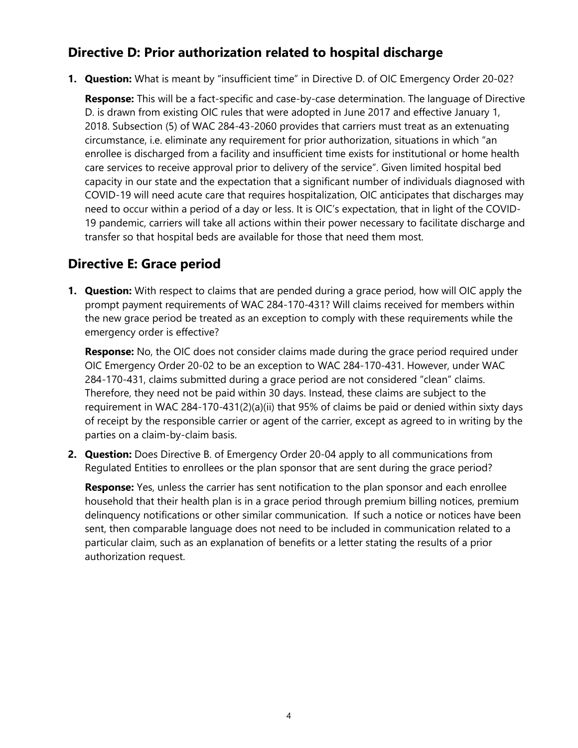## Directive D: Prior authorization related to hospital discharge

1. **Question:** What is meant by "insufficient time" in Directive D. of OIC Emergency Order 20-02?

   **Response:** This will be a fact-specific and case-by-case determination. The language of Directive D. is drawn from existing OIC rules that were adopted in June 2017 and effective January 1, 2018. Subsection (5) of WAC 284-43-2060 provides that carriers must treat as an extenuating circumstance, i.e. eliminate any requirement for prior authorization, situations in which "an enrollee is discharged from a facility and insufficient time exists for institutional or home health care services to receive approval prior to delivery of the service". Given limited hospital bed capacity in our state and the expectation that a significant number of individuals diagnosed with COVID-19 will need acute care that requires hospitalization, OIC anticipates that discharges may need to occur within a period of a day or less. It is OIC's expectation, that in light of the COVID-19 pandemic, carriers will take all actions within their power necessary to facilitate discharge and transfer so that hospital beds are available for those that need them most.

## Directive E: Grace period

1. **Question:** With respect to claims that are pended during a grace period, how will OIC apply the prompt payment requirements of WAC 284-170-431? Will claims received for members within the new grace period be treated as an exception to comply with these requirements while the emergency order is effective?

   **Response:** No, the OIC does not consider claims made during the grace period required under OIC Emergency Order 20-02 to be an exception to WAC 284-170-431. However, under WAC 284-170-431, claims submitted during a grace period are not considered "clean" claims. Therefore, they need not be paid within 30 days. Instead, these claims are subject to the requirement in WAC 284-170-431(2)(a)(ii) that 95% of claims be paid or denied within sixty days of receipt by the responsible carrier or agent of the carrier, except as agreed to in writing by the parties on a claim-by-claim basis.

2. **Question:** Does Directive B. of Emergency Order 20-04 apply to all communications from Regulated Entities to enrollees or the plan sponsor that are sent during the grace period?

   **Response:** Yes, unless the carrier has sent notification to the plan sponsor and each enrollee household that their health plan is in a grace period through premium billing notices, premium delinquency notifications or other similar communication. If such a notice or notices have been sent, then comparable language does not need to be included in communication related to a particular claim, such as an explanation of benefits or a letter stating the results of a prior authorization request.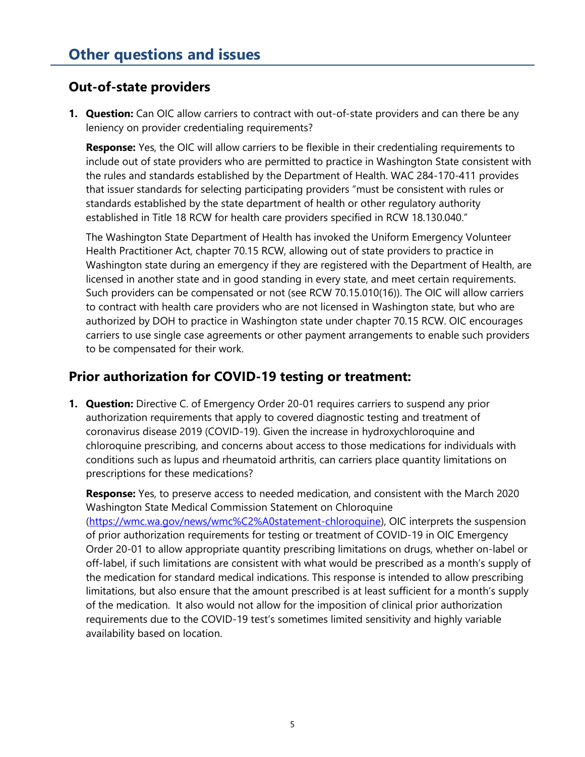## Other questions and issues

### Out-of-state providers

1. **Question:** Can OIC allow carriers to contract with out-of-state providers and can there be any leniency on provider credentialing requirements?

   **Response:** Yes, the OIC will allow carriers to be flexible in their credentialing requirements to include out of state providers who are permitted to practice in Washington State consistent with the rules and standards established by the Department of Health. WAC 284-170-411 provides that issuer standards for selecting participating providers "must be consistent with rules or standards established by the state department of health or other regulatory authority established in Title 18 RCW for health care providers specified in RCW 18.130.040."

   The Washington State Department of Health has invoked the Uniform Emergency Volunteer Health Practitioner Act, chapter 70.15 RCW, allowing out of state providers to practice in Washington state during an emergency if they are registered with the Department of Health, are licensed in another state and in good standing in every state, and meet certain requirements. Such providers can be compensated or not (see RCW 70.15.010(16)). The OIC will allow carriers to contract with health care providers who are not licensed in Washington state, but who are authorized by DOH to practice in Washington state under chapter 70.15 RCW. OIC encourages carriers to use single case agreements or other payment arrangements to enable such providers to be compensated for their work.

### Prior authorization for COVID-19 testing or treatment:

1. **Question:** Directive C. of Emergency Order 20-01 requires carriers to suspend any prior authorization requirements that apply to covered diagnostic testing and treatment of coronavirus disease 2019 (COVID-19). Given the increase in hydroxychloroquine and chloroquine prescribing, and concerns about access to those medications for individuals with conditions such as lupus and rheumatoid arthritis, can carriers place quantity limitations on prescriptions for these medications?

   **Response:** Yes, to preserve access to needed medication, and consistent with the March 2020 Washington State Medical Commission Statement on Chloroquine (https://wmc.wa.gov/news/wmc%C2%A0statement-chloroquine), OIC interprets the suspension of prior authorization requirements for testing or treatment of COVID-19 in OIC Emergency Order 20-01 to allow appropriate quantity prescribing limitations on drugs, whether on-label or off-label, if such limitations are consistent with what would be prescribed as a month's supply of the medication for standard medical indications. This response is intended to allow prescribing limitations, but also ensure that the amount prescribed is at least sufficient for a month's supply of the medication. It also would not allow for the imposition of clinical prior authorization requirements due to the COVID-19 test's sometimes limited sensitivity and highly variable availability based on location.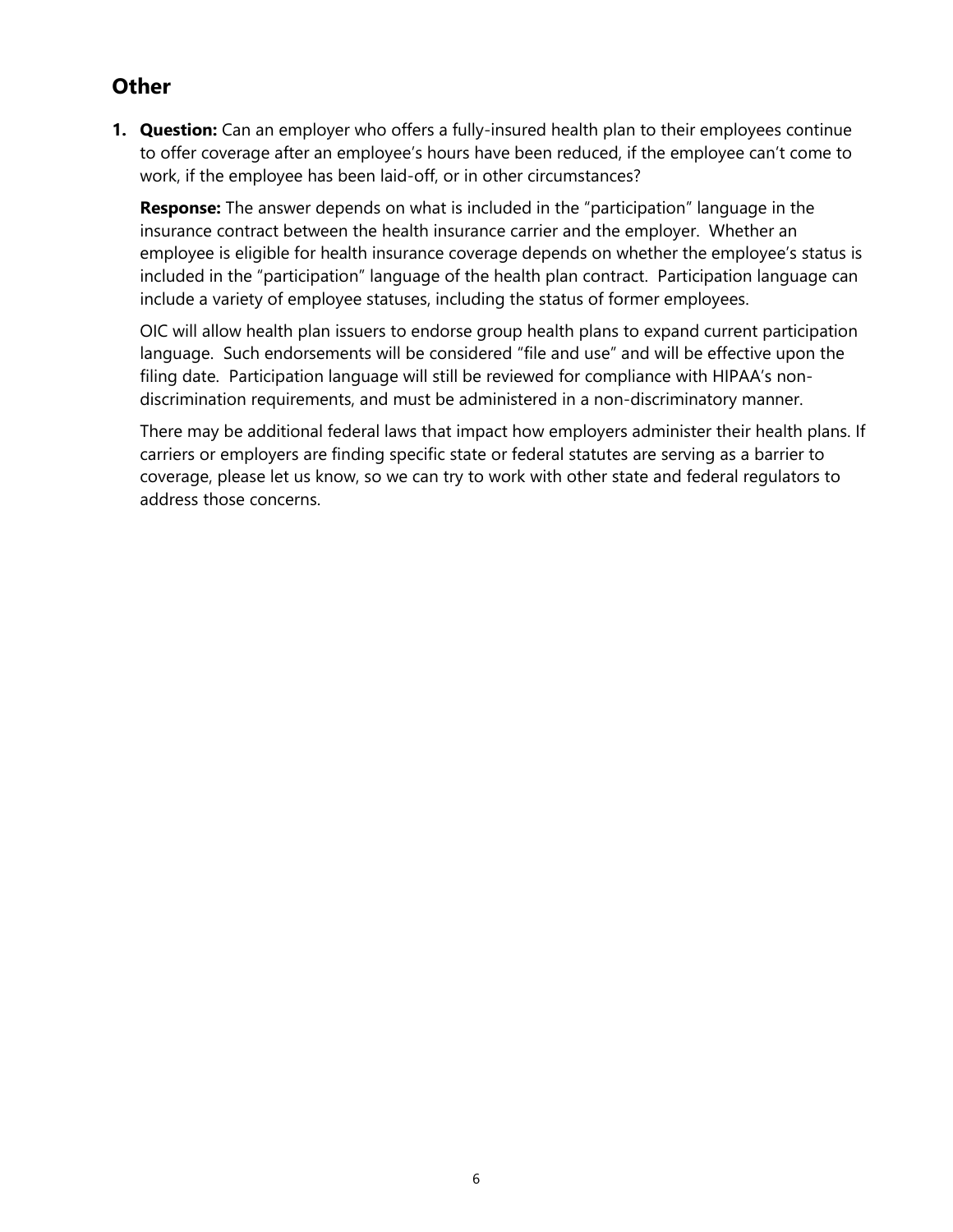## Other

1. **Question:** Can an employer who offers a fully-insured health plan to their employees continue to offer coverage after an employee's hours have been reduced, if the employee can't come to work, if the employee has been laid-off, or in other circumstances?

   **Response:** The answer depends on what is included in the "participation" language in the insurance contract between the health insurance carrier and the employer. Whether an employee is eligible for health insurance coverage depends on whether the employee's status is included in the "participation" language of the health plan contract. Participation language can include a variety of employee statuses, including the status of former employees.

   OIC will allow health plan issuers to endorse group health plans to expand current participation language. Such endorsements will be considered "file and use" and will be effective upon the filing date. Participation language will still be reviewed for compliance with HIPAA's non-discrimination requirements, and must be administered in a non-discriminatory manner.

   There may be additional federal laws that impact how employers administer their health plans. If carriers or employers are finding specific state or federal statutes are serving as a barrier to coverage, please let us know, so we can try to work with other state and federal regulators to address those concerns.